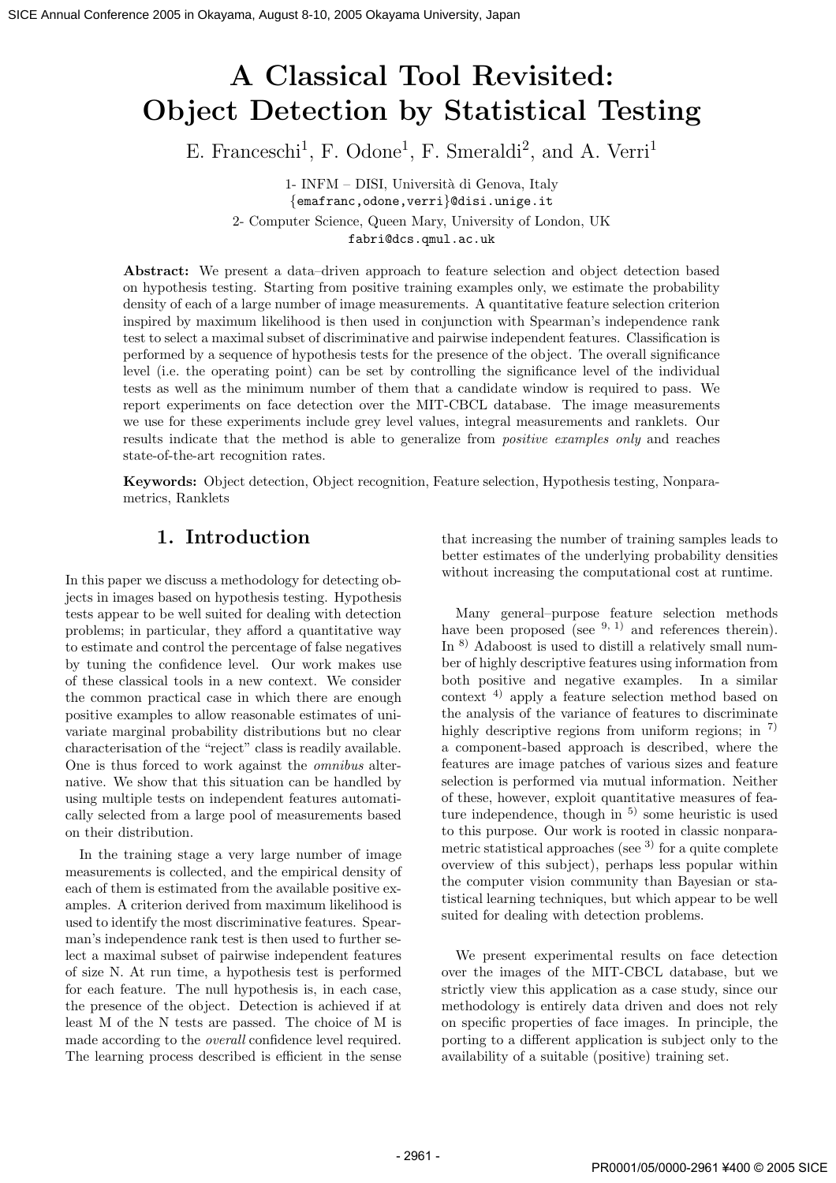# A Classical Tool Revisited: Object Detection by Statistical Testing

E. Franceschi[1], F. Odone[1], F. Smeraldi[2], and A. Verri[1]

1- INFM – DISI, Università di Genova, Italy
{emafranc,odone,verri}@disi.unige.it

2- Computer Science, Queen Mary, University of London, UK
fabri@dcs.qmul.ac.uk

**Abstract:** We present a data–driven approach to feature selection and object detection based on hypothesis testing. Starting from positive training examples only, we estimate the probability density of each of a large number of image measurements. A quantitative feature selection criterion inspired by maximum likelihood is then used in conjunction with Spearman's independence rank test to select a maximal subset of discriminative and pairwise independent features. Classification is performed by a sequence of hypothesis tests for the presence of the object. The overall significance level (i.e. the operating point) can be set by controlling the significance level of the individual tests as well as the minimum number of them that a candidate window is required to pass. We report experiments on face detection over the MIT-CBCL database. The image measurements we use for these experiments include grey level values, integral measurements and ranklets. Our results indicate that the method is able to generalize from *positive examples only* and reaches state-of-the-art recognition rates.

**Keywords:** Object detection, Object recognition, Feature selection, Hypothesis testing, Nonparametrics, Ranklets

## 1. Introduction

In this paper we discuss a methodology for detecting objects in images based on hypothesis testing. Hypothesis tests appear to be well suited for dealing with detection problems; in particular, they afford a quantitative way to estimate and control the percentage of false negatives by tuning the confidence level. Our work makes use of these classical tools in a new context. We consider the common practical case in which there are enough positive examples to allow reasonable estimates of univariate marginal probability distributions but no clear characterisation of the "reject" class is readily available. One is thus forced to work against the *omnibus* alternative. We show that this situation can be handled by using multiple tests on independent features automatically selected from a large pool of measurements based on their distribution.

In the training stage a very large number of image measurements is collected, and the empirical density of each of them is estimated from the available positive examples. A criterion derived from maximum likelihood is used to identify the most discriminative features. Spearman's independence rank test is then used to further select a maximal subset of pairwise independent features of size N. At run time, a hypothesis test is performed for each feature. The null hypothesis is, in each case, the presence of the object. Detection is achieved if at least M of the N tests are passed. The choice of M is made according to the *overall* confidence level required. The learning process described is efficient in the sense that increasing the number of training samples leads to better estimates of the underlying probability densities without increasing the computational cost at runtime.

Many general–purpose feature selection methods have been proposed (see [9, 1]) and references therein). In [8]) Adaboost is used to distill a relatively small number of highly descriptive features using information from both positive and negative examples. In a similar context [4]) apply a feature selection method based on the analysis of the variance of features to discriminate highly descriptive regions from uniform regions; in [7]) a component-based approach is described, where the features are image patches of various sizes and feature selection is performed via mutual information. Neither of these, however, exploit quantitative measures of feature independence, though in [5]) some heuristic is used to this purpose. Our work is rooted in classic nonparametric statistical approaches (see [3]) for a quite complete overview of this subject), perhaps less popular within the computer vision community than Bayesian or statistical learning techniques, but which appear to be well suited for dealing with detection problems.

We present experimental results on face detection over the images of the MIT-CBCL database, but we strictly view this application as a case study, since our methodology is entirely data driven and does not rely on specific properties of face images. In principle, the porting to a different application is subject only to the availability of a suitable (positive) training set.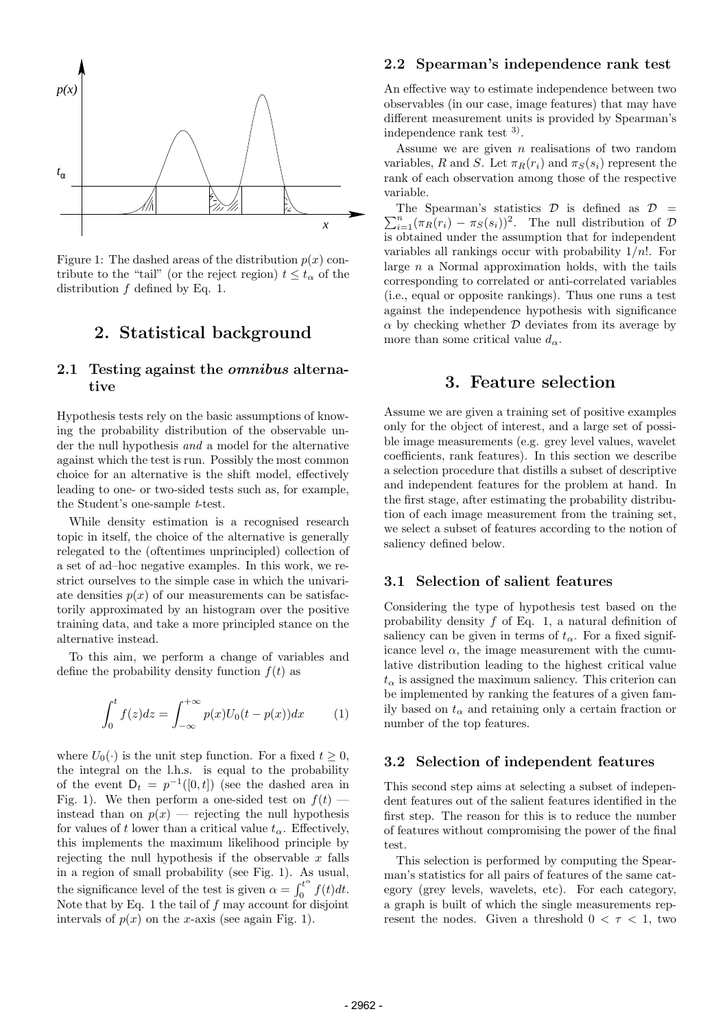Figure 1: The dashed areas of the distribution $p(x)$ contribute to the "tail" (or the reject region) $t \leq t_\alpha$ of the distribution $f$ defined by Eq. 1.

## 2. Statistical background

### 2.1 Testing against the *omnibus* alternative

Hypothesis tests rely on the basic assumptions of knowing the probability distribution of the observable under the null hypothesis *and* a model for the alternative against which the test is run. Possibly the most common choice for an alternative is the shift model, effectively leading to one- or two-sided tests such as, for example, the Student's one-sample $t$-test.

While density estimation is a recognised research topic in itself, the choice of the alternative is generally relegated to the (oftentimes unprincipled) collection of a set of ad–hoc negative examples. In this work, we restrict ourselves to the simple case in which the univariate densities $p(x)$ of our measurements can be satisfactorily approximated by an histogram over the positive training data, and take a more principled stance on the alternative instead.

To this aim, we perform a change of variables and define the probability density function $f(t)$ as

$$\int_0^t f(z)dz = \int_{-\infty}^{+\infty} p(x)U_0(t - p(x))dx \qquad (1)$$

where $U_0(\cdot)$ is the unit step function. For a fixed $t \geq 0$, the integral on the l.h.s. is equal to the probability of the event $\mathsf{D}_t = p^{-1}([0,t])$ (see the dashed area in Fig. 1). We then perform a one-sided test on $f(t)$ — instead than on $p(x)$ — rejecting the null hypothesis for values of $t$ lower than a critical value $t_\alpha$. Effectively, this implements the maximum likelihood principle by rejecting the null hypothesis if the observable $x$ falls in a region of small probability (see Fig. 1). As usual, the significance level of the test is given $\alpha = \int_0^{t^\alpha} f(t)dt$. Note that by Eq. 1 the tail of $f$ may account for disjoint intervals of $p(x)$ on the $x$-axis (see again Fig. 1).

### 2.2 Spearman's independence rank test

An effective way to estimate independence between two observables (in our case, image features) that may have different measurement units is provided by Spearman's independence rank test [3].

Assume we are given $n$ realisations of two random variables, $R$ and $S$. Let $\pi_R(r_i)$ and $\pi_S(s_i)$ represent the rank of each observation among those of the respective variable.

The Spearman's statistics $\mathcal{D}$ is defined as $\mathcal{D} = \sum_{i=1}^n (\pi_R(r_i) - \pi_S(s_i))^2$. The null distribution of $\mathcal{D}$ is obtained under the assumption that for independent variables all rankings occur with probability $1/n!$. For large $n$ a Normal approximation holds, with the tails corresponding to correlated or anti-correlated variables (i.e., equal or opposite rankings). Thus one runs a test against the independence hypothesis with significance $\alpha$ by checking whether $\mathcal{D}$ deviates from its average by more than some critical value $d_\alpha$.

## 3. Feature selection

Assume we are given a training set of positive examples only for the object of interest, and a large set of possible image measurements (e.g. grey level values, wavelet coefficients, rank features). In this section we describe a selection procedure that distills a subset of descriptive and independent features for the problem at hand. In the first stage, after estimating the probability distribution of each image measurement from the training set, we select a subset of features according to the notion of saliency defined below.

### 3.1 Selection of salient features

Considering the type of hypothesis test based on the probability density $f$ of Eq. 1, a natural definition of saliency can be given in terms of $t_\alpha$. For a fixed significance level $\alpha$, the image measurement with the cumulative distribution leading to the highest critical value $t_\alpha$ is assigned the maximum saliency. This criterion can be implemented by ranking the features of a given family based on $t_\alpha$ and retaining only a certain fraction or number of the top features.

### 3.2 Selection of independent features

This second step aims at selecting a subset of independent features out of the salient features identified in the first step. The reason for this is to reduce the number of features without compromising the power of the final test.

This selection is performed by computing the Spearman's statistics for all pairs of features of the same category (grey levels, wavelets, etc). For each category, a graph is built of which the single measurements represent the nodes. Given a threshold $0 < \tau < 1$, two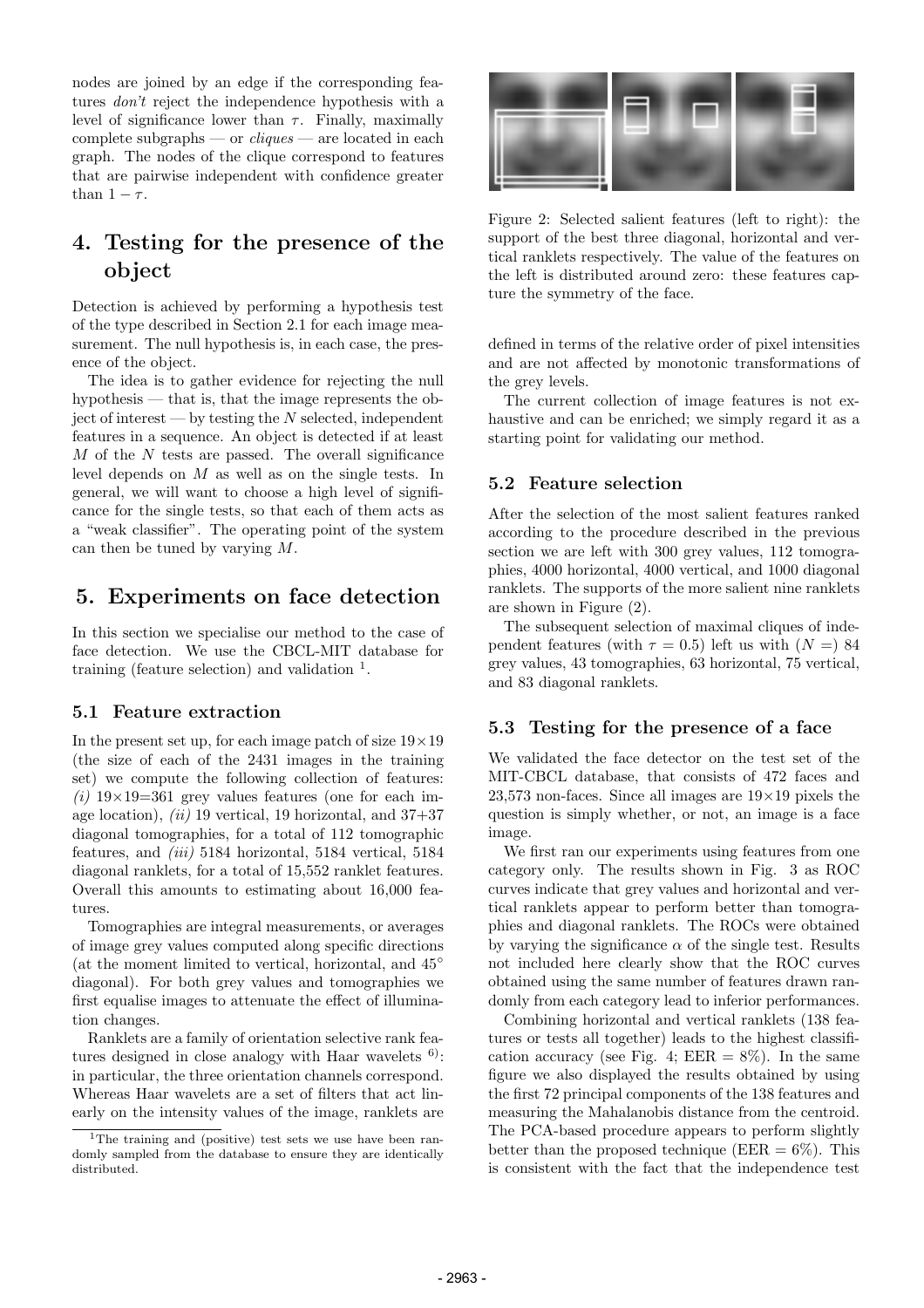nodes are joined by an edge if the corresponding features *don't* reject the independence hypothesis with a level of significance lower than $\tau$. Finally, maximally complete subgraphs — or *cliques* — are located in each graph. The nodes of the clique correspond to features that are pairwise independent with confidence greater than $1 - \tau$.

# 4. Testing for the presence of the object

Detection is achieved by performing a hypothesis test of the type described in Section 2.1 for each image measurement. The null hypothesis is, in each case, the presence of the object.

The idea is to gather evidence for rejecting the null hypothesis — that is, that the image represents the object of interest — by testing the $N$ selected, independent features in a sequence. An object is detected if at least $M$ of the $N$ tests are passed. The overall significance level depends on $M$ as well as on the single tests. In general, we will want to choose a high level of significance for the single tests, so that each of them acts as a "weak classifier". The operating point of the system can then be tuned by varying $M$.

# 5. Experiments on face detection

In this section we specialise our method to the case of face detection. We use the CBCL-MIT database for training (feature selection) and validation [1].

## 5.1 Feature extraction

In the present set up, for each image patch of size $19 \times 19$ (the size of each of the 2431 images in the training set) we compute the following collection of features: *(i)* $19 \times 19 = 361$ grey values features (one for each image location), *(ii)* 19 vertical, 19 horizontal, and 37+37 diagonal tomographies, for a total of 112 tomographic features, and *(iii)* 5184 horizontal, 5184 vertical, 5184 diagonal ranklets, for a total of 15,552 ranklet features. Overall this amounts to estimating about 16,000 features.

Tomographies are integral measurements, or averages of image grey values computed along specific directions (at the moment limited to vertical, horizontal, and 45° diagonal). For both grey values and tomographies we first equalise images to attenuate the effect of illumination changes.

Ranklets are a family of orientation selective rank features designed in close analogy with Haar wavelets [6]: in particular, the three orientation channels correspond. Whereas Haar wavelets are a set of filters that act linearly on the intensity values of the image, ranklets are defined in terms of the relative order of pixel intensities and are not affected by monotonic transformations of the grey levels.

[1] The training and (positive) test sets we use have been randomly sampled from the database to ensure they are identically distributed.

Figure 2: Selected salient features (left to right): the support of the best three diagonal, horizontal and vertical ranklets respectively. The value of the features on the left is distributed around zero: these features capture the symmetry of the face.

The current collection of image features is not exhaustive and can be enriched; we simply regard it as a starting point for validating our method.

## 5.2 Feature selection

After the selection of the most salient features ranked according to the procedure described in the previous section we are left with 300 grey values, 112 tomographies, 4000 horizontal, 4000 vertical, and 1000 diagonal ranklets. The supports of the more salient nine ranklets are shown in Figure (2).

The subsequent selection of maximal cliques of independent features (with $\tau = 0.5$) left us with $(N =)$ 84 grey values, 43 tomographies, 63 horizontal, 75 vertical, and 83 diagonal ranklets.

## 5.3 Testing for the presence of a face

We validated the face detector on the test set of the MIT-CBCL database, that consists of 472 faces and 23,573 non-faces. Since all images are $19 \times 19$ pixels the question is simply whether, or not, an image is a face image.

We first ran our experiments using features from one category only. The results shown in Fig. 3 as ROC curves indicate that grey values and horizontal and vertical ranklets appear to perform better than tomographies and diagonal ranklets. The ROCs were obtained by varying the significance $\alpha$ of the single test. Results not included here clearly show that the ROC curves obtained using the same number of features drawn randomly from each category lead to inferior performances.

Combining horizontal and vertical ranklets (138 features or tests all together) leads to the highest classification accuracy (see Fig. 4; EER = 8%). In the same figure we also displayed the results obtained by using the first 72 principal components of the 138 features and measuring the Mahalanobis distance from the centroid. The PCA-based procedure appears to perform slightly better than the proposed technique (EER = 6%). This is consistent with the fact that the independence test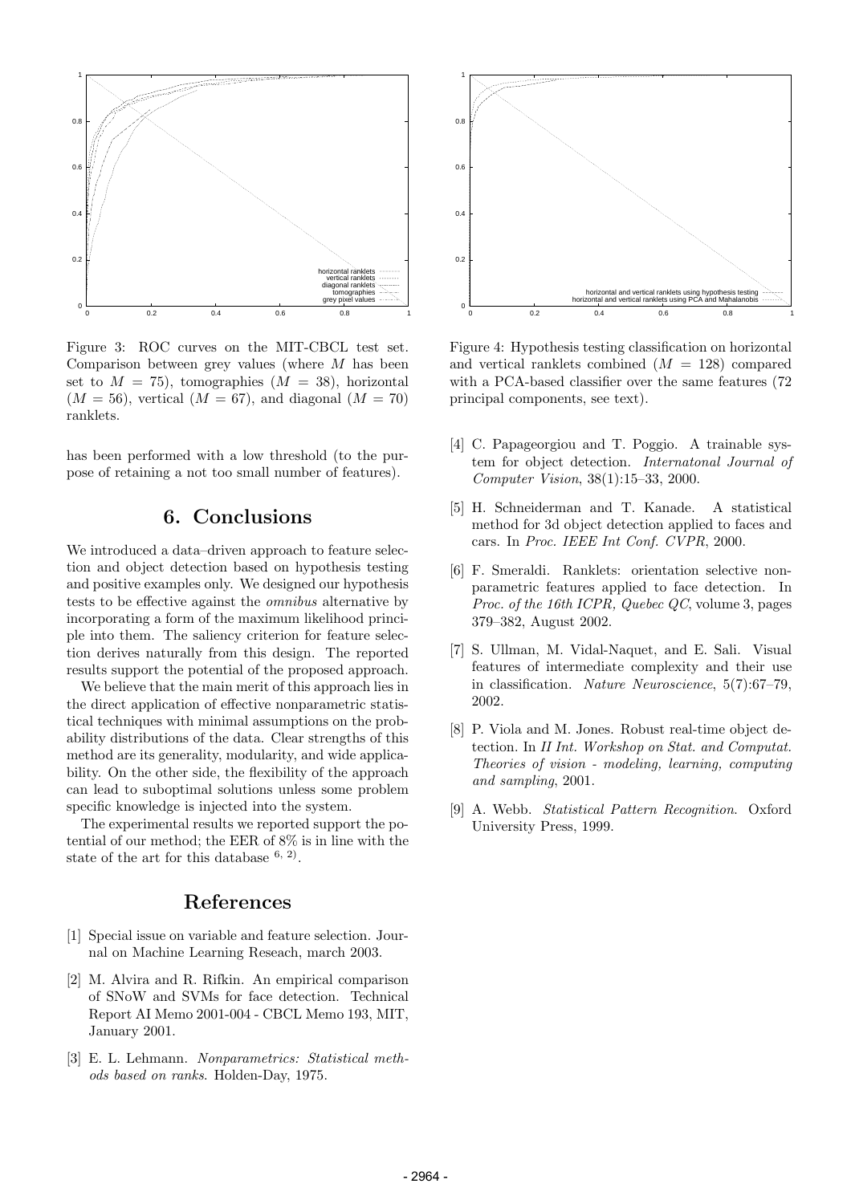1

0.8

0.6

0.4

0.2

0

0 0.2 0.4 0.6 0.8 1

horizontal ranklets
vertical ranklets
diagonal ranklets
tomographies
grey pixel values

Figure 3: ROC curves on the MIT-CBCL test set. Comparison between grey values (where $M$ has been set to $M = 75$), tomographies ($M = 38$), horizontal ($M = 56$), vertical ($M = 67$), and diagonal ($M = 70$) ranklets.

1

0.8

0.6

0.4

0.2

0

0 0.2 0.4 0.6 0.8 1

horizontal and vertical ranklets using hypothesis testing
horizontal and vertical ranklets using PCA and Mahalanobis

Figure 4: Hypothesis testing classification on horizontal and vertical ranklets combined ($M = 128$) compared with a PCA-based classifier over the same features (72 principal components, see text).

has been performed with a low threshold (to the purpose of retaining a not too small number of features).

## 6. Conclusions

We introduced a data–driven approach to feature selection and object detection based on hypothesis testing and positive examples only. We designed our hypothesis tests to be effective against the *omnibus* alternative by incorporating a form of the maximum likelihood principle into them. The saliency criterion for feature selection derives naturally from this design. The reported results support the potential of the proposed approach.

We believe that the main merit of this approach lies in the direct application of effective nonparametric statistical techniques with minimal assumptions on the probability distributions of the data. Clear strengths of this method are its generality, modularity, and wide applicability. On the other side, the flexibility of the approach can lead to suboptimal solutions unless some problem specific knowledge is injected into the system.

The experimental results we reported support the potential of our method; the EER of 8% is in line with the state of the art for this database [6, 2).

## References

[1] Special issue on variable and feature selection. Journal on Machine Learning Reseach, march 2003.

[2] M. Alvira and R. Rifkin. An empirical comparison of SNoW and SVMs for face detection. Technical Report AI Memo 2001-004 - CBCL Memo 193, MIT, January 2001.

[3] E. L. Lehmann. *Nonparametrics: Statistical methods based on ranks*. Holden-Day, 1975.

[4] C. Papageorgiou and T. Poggio. A trainable system for object detection. *Internatonal Journal of Computer Vision*, 38(1):15–33, 2000.

[5] H. Schneiderman and T. Kanade. A statistical method for 3d object detection applied to faces and cars. In *Proc. IEEE Int Conf. CVPR*, 2000.

[6] F. Smeraldi. Ranklets: orientation selective nonparametric features applied to face detection. In *Proc. of the 16th ICPR, Quebec QC*, volume 3, pages 379–382, August 2002.

[7] S. Ullman, M. Vidal-Naquet, and E. Sali. Visual features of intermediate complexity and their use in classification. *Nature Neuroscience*, 5(7):67–79, 2002.

[8] P. Viola and M. Jones. Robust real-time object detection. In *II Int. Workshop on Stat. and Computat. Theories of vision - modeling, learning, computing and sampling*, 2001.

[9] A. Webb. *Statistical Pattern Recognition*. Oxford University Press, 1999.